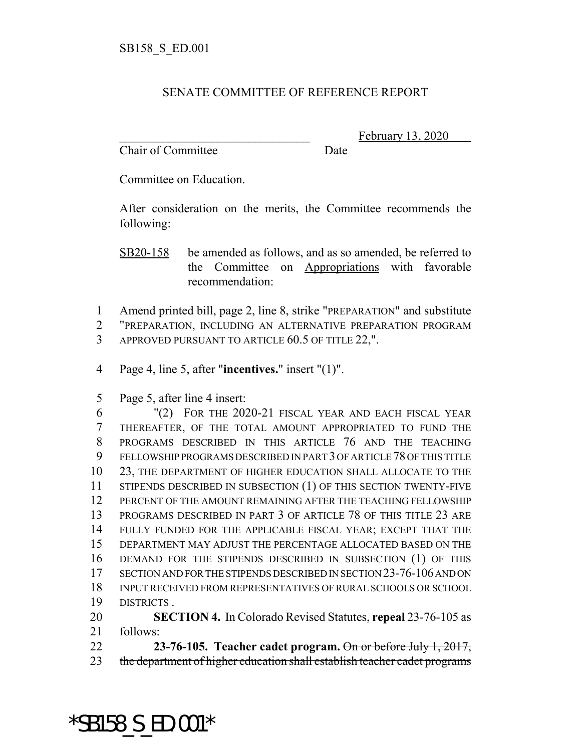SB158_S_ED.001

SENATE COMMITTEE OF REFERENCE REPORT

________________________________ February 13, 2020
Chair of Committee Date

Committee on Education.

After consideration on the merits, the Committee recommends the following:

SB20-158 be amended as follows, and as so amended, be referred to the Committee on Appropriations with favorable recommendation:

1 Amend printed bill, page 2, line 8, strike "PREPARATION" and substitute
2 "PREPARATION, INCLUDING AN ALTERNATIVE PREPARATION PROGRAM
3 APPROVED PURSUANT TO ARTICLE 60.5 OF TITLE 22,".

4 Page 4, line 5, after "**incentives.**" insert "(1)".

5 Page 5, after line 4 insert:
6 "(2) FOR THE 2020-21 FISCAL YEAR AND EACH FISCAL YEAR
7 THEREAFTER, OF THE TOTAL AMOUNT APPROPRIATED TO FUND THE
8 PROGRAMS DESCRIBED IN THIS ARTICLE 76 AND THE TEACHING
9 FELLOWSHIP PROGRAMS DESCRIBED IN PART 3 OF ARTICLE 78 OF THIS TITLE
10 23, THE DEPARTMENT OF HIGHER EDUCATION SHALL ALLOCATE TO THE
11 STIPENDS DESCRIBED IN SUBSECTION (1) OF THIS SECTION TWENTY-FIVE
12 PERCENT OF THE AMOUNT REMAINING AFTER THE TEACHING FELLOWSHIP
13 PROGRAMS DESCRIBED IN PART 3 OF ARTICLE 78 OF THIS TITLE 23 ARE
14 FULLY FUNDED FOR THE APPLICABLE FISCAL YEAR; EXCEPT THAT THE
15 DEPARTMENT MAY ADJUST THE PERCENTAGE ALLOCATED BASED ON THE
16 DEMAND FOR THE STIPENDS DESCRIBED IN SUBSECTION (1) OF THIS
17 SECTION AND FOR THE STIPENDS DESCRIBED IN SECTION 23-76-106 AND ON
18 INPUT RECEIVED FROM REPRESENTATIVES OF RURAL SCHOOLS OR SCHOOL
19 DISTRICTS .
20 **SECTION 4.** In Colorado Revised Statutes, **repeal** 23-76-105 as
21 follows:
22 **23-76-105. Teacher cadet program.** ~~On or before July 1, 2017,~~
23 ~~the department of higher education shall establish teacher cadet programs~~

*SB158_S_ED.001*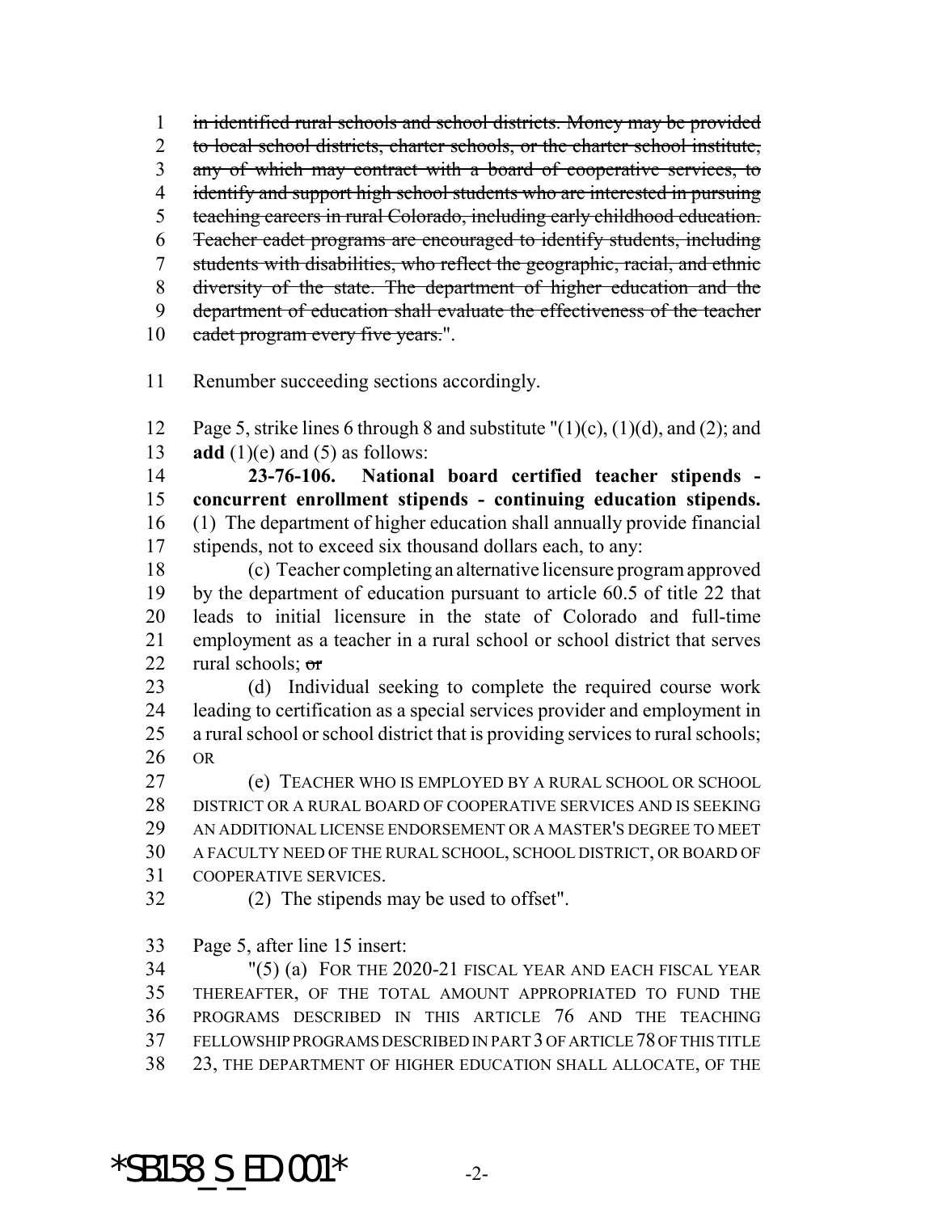~~in identified rural schools and school districts. Money may be provided to local school districts, charter schools, or the charter school institute, any of which may contract with a board of cooperative services, to identify and support high school students who are interested in pursuing teaching careers in rural Colorado, including early childhood education. Teacher cadet programs are encouraged to identify students, including students with disabilities, who reflect the geographic, racial, and ethnic diversity of the state. The department of higher education and the department of education shall evaluate the effectiveness of the teacher cadet program every five years.~~".

Renumber succeeding sections accordingly.

Page 5, strike lines 6 through 8 and substitute "(1)(c), (1)(d), and (2); and **add** (1)(e) and (5) as follows:

**23-76-106. National board certified teacher stipends - concurrent enrollment stipends - continuing education stipends.** (1) The department of higher education shall annually provide financial stipends, not to exceed six thousand dollars each, to any:

(c) Teacher completing an alternative licensure program approved by the department of education pursuant to article 60.5 of title 22 that leads to initial licensure in the state of Colorado and full-time employment as a teacher in a rural school or school district that serves rural schools; ~~or~~

(d) Individual seeking to complete the required course work leading to certification as a special services provider and employment in a rural school or school district that is providing services to rural schools; OR

(e) TEACHER WHO IS EMPLOYED BY A RURAL SCHOOL OR SCHOOL DISTRICT OR A RURAL BOARD OF COOPERATIVE SERVICES AND IS SEEKING AN ADDITIONAL LICENSE ENDORSEMENT OR A MASTER'S DEGREE TO MEET A FACULTY NEED OF THE RURAL SCHOOL, SCHOOL DISTRICT, OR BOARD OF COOPERATIVE SERVICES.

(2) The stipends may be used to offset".

Page 5, after line 15 insert:

"(5) (a) FOR THE 2020-21 FISCAL YEAR AND EACH FISCAL YEAR THEREAFTER, OF THE TOTAL AMOUNT APPROPRIATED TO FUND THE PROGRAMS DESCRIBED IN THIS ARTICLE 76 AND THE TEACHING FELLOWSHIP PROGRAMS DESCRIBED IN PART 3 OF ARTICLE 78 OF THIS TITLE 23, THE DEPARTMENT OF HIGHER EDUCATION SHALL ALLOCATE, OF THE

*SB158_S_ED.001*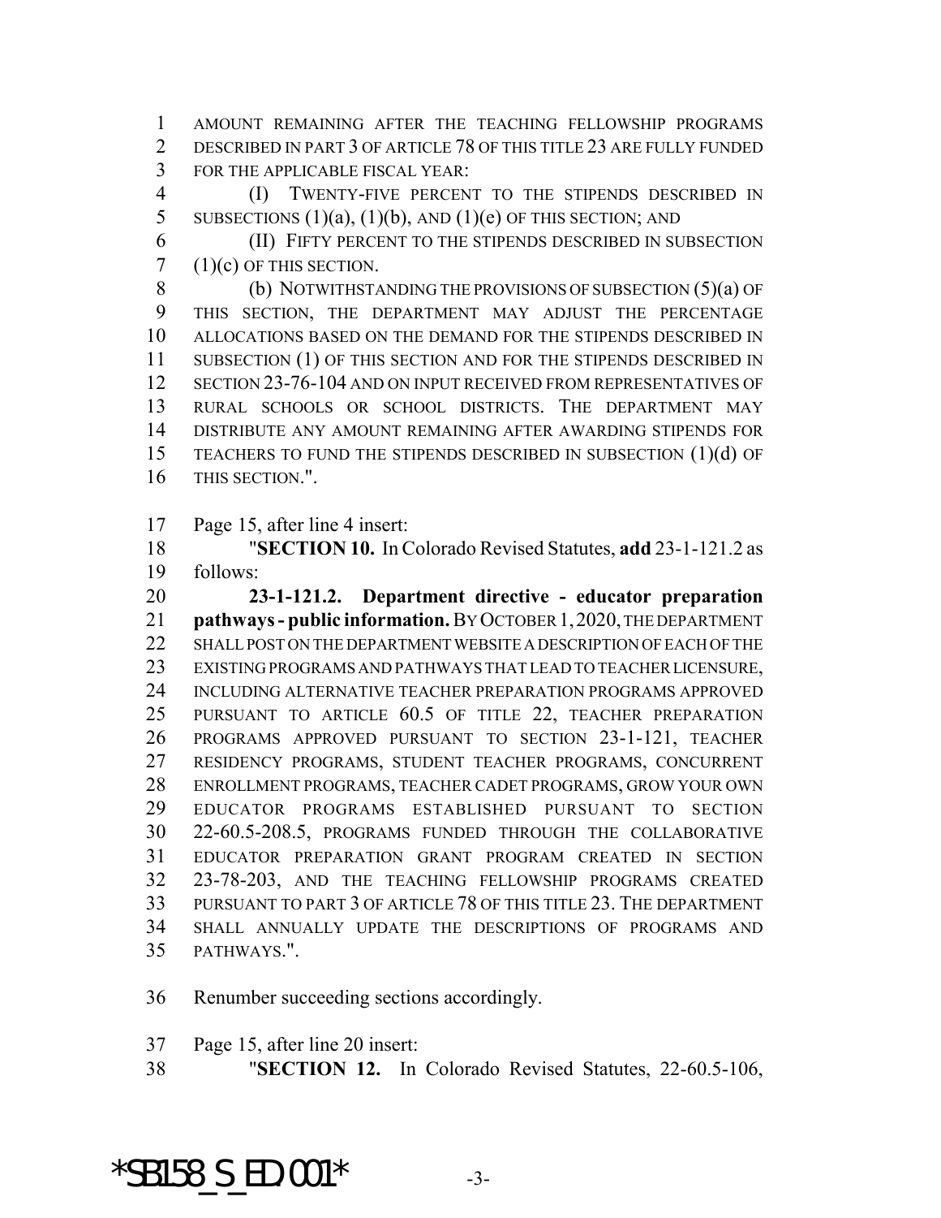AMOUNT REMAINING AFTER THE TEACHING FELLOWSHIP PROGRAMS DESCRIBED IN PART 3 OF ARTICLE 78 OF THIS TITLE 23 ARE FULLY FUNDED FOR THE APPLICABLE FISCAL YEAR:

(I) TWENTY-FIVE PERCENT TO THE STIPENDS DESCRIBED IN SUBSECTIONS (1)(a), (1)(b), AND (1)(e) OF THIS SECTION; AND

(II) FIFTY PERCENT TO THE STIPENDS DESCRIBED IN SUBSECTION (1)(c) OF THIS SECTION.

(b) NOTWITHSTANDING THE PROVISIONS OF SUBSECTION (5)(a) OF THIS SECTION, THE DEPARTMENT MAY ADJUST THE PERCENTAGE ALLOCATIONS BASED ON THE DEMAND FOR THE STIPENDS DESCRIBED IN SUBSECTION (1) OF THIS SECTION AND FOR THE STIPENDS DESCRIBED IN SECTION 23-76-104 AND ON INPUT RECEIVED FROM REPRESENTATIVES OF RURAL SCHOOLS OR SCHOOL DISTRICTS. THE DEPARTMENT MAY DISTRIBUTE ANY AMOUNT REMAINING AFTER AWARDING STIPENDS FOR TEACHERS TO FUND THE STIPENDS DESCRIBED IN SUBSECTION (1)(d) OF THIS SECTION.".

Page 15, after line 4 insert:

"**SECTION 10.** In Colorado Revised Statutes, **add** 23-1-121.2 as follows:

**23-1-121.2. Department directive - educator preparation pathways - public information.** BY OCTOBER 1, 2020, THE DEPARTMENT SHALL POST ON THE DEPARTMENT WEBSITE A DESCRIPTION OF EACH OF THE EXISTING PROGRAMS AND PATHWAYS THAT LEAD TO TEACHER LICENSURE, INCLUDING ALTERNATIVE TEACHER PREPARATION PROGRAMS APPROVED PURSUANT TO ARTICLE 60.5 OF TITLE 22, TEACHER PREPARATION PROGRAMS APPROVED PURSUANT TO SECTION 23-1-121, TEACHER RESIDENCY PROGRAMS, STUDENT TEACHER PROGRAMS, CONCURRENT ENROLLMENT PROGRAMS, TEACHER CADET PROGRAMS, GROW YOUR OWN EDUCATOR PROGRAMS ESTABLISHED PURSUANT TO SECTION 22-60.5-208.5, PROGRAMS FUNDED THROUGH THE COLLABORATIVE EDUCATOR PREPARATION GRANT PROGRAM CREATED IN SECTION 23-78-203, AND THE TEACHING FELLOWSHIP PROGRAMS CREATED PURSUANT TO PART 3 OF ARTICLE 78 OF THIS TITLE 23. THE DEPARTMENT SHALL ANNUALLY UPDATE THE DESCRIPTIONS OF PROGRAMS AND PATHWAYS.".

Renumber succeeding sections accordingly.

Page 15, after line 20 insert:

"**SECTION 12.** In Colorado Revised Statutes, 22-60.5-106,

*SB158_S_ED.001*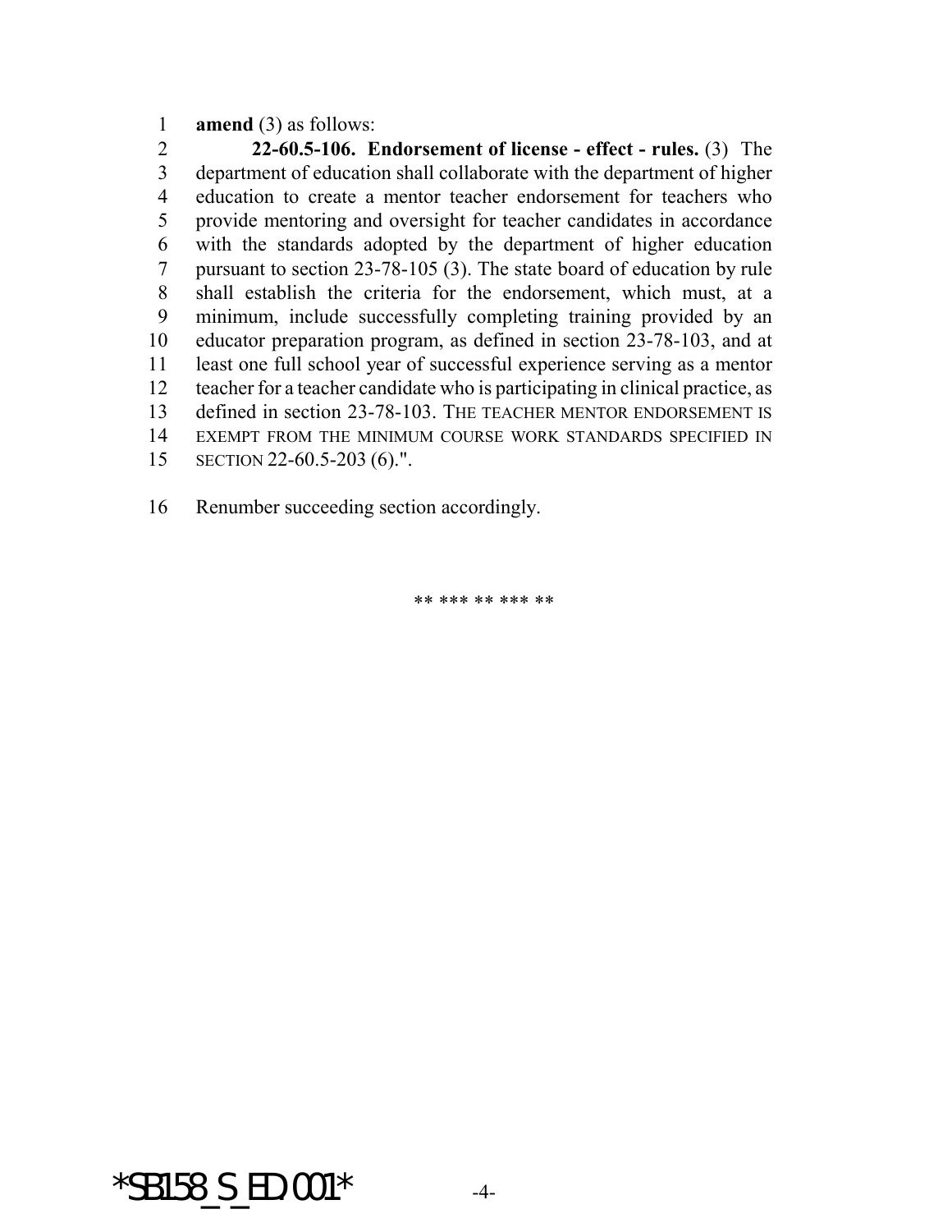**amend** (3) as follows:

**22-60.5-106. Endorsement of license - effect - rules.** (3) The department of education shall collaborate with the department of higher education to create a mentor teacher endorsement for teachers who provide mentoring and oversight for teacher candidates in accordance with the standards adopted by the department of higher education pursuant to section 23-78-105 (3). The state board of education by rule shall establish the criteria for the endorsement, which must, at a minimum, include successfully completing training provided by an educator preparation program, as defined in section 23-78-103, and at least one full school year of successful experience serving as a mentor teacher for a teacher candidate who is participating in clinical practice, as defined in section 23-78-103. THE TEACHER MENTOR ENDORSEMENT IS EXEMPT FROM THE MINIMUM COURSE WORK STANDARDS SPECIFIED IN SECTION 22-60.5-203 (6).".

Renumber succeeding section accordingly.

** *** ** *** **

*SB158_S_ED.001*